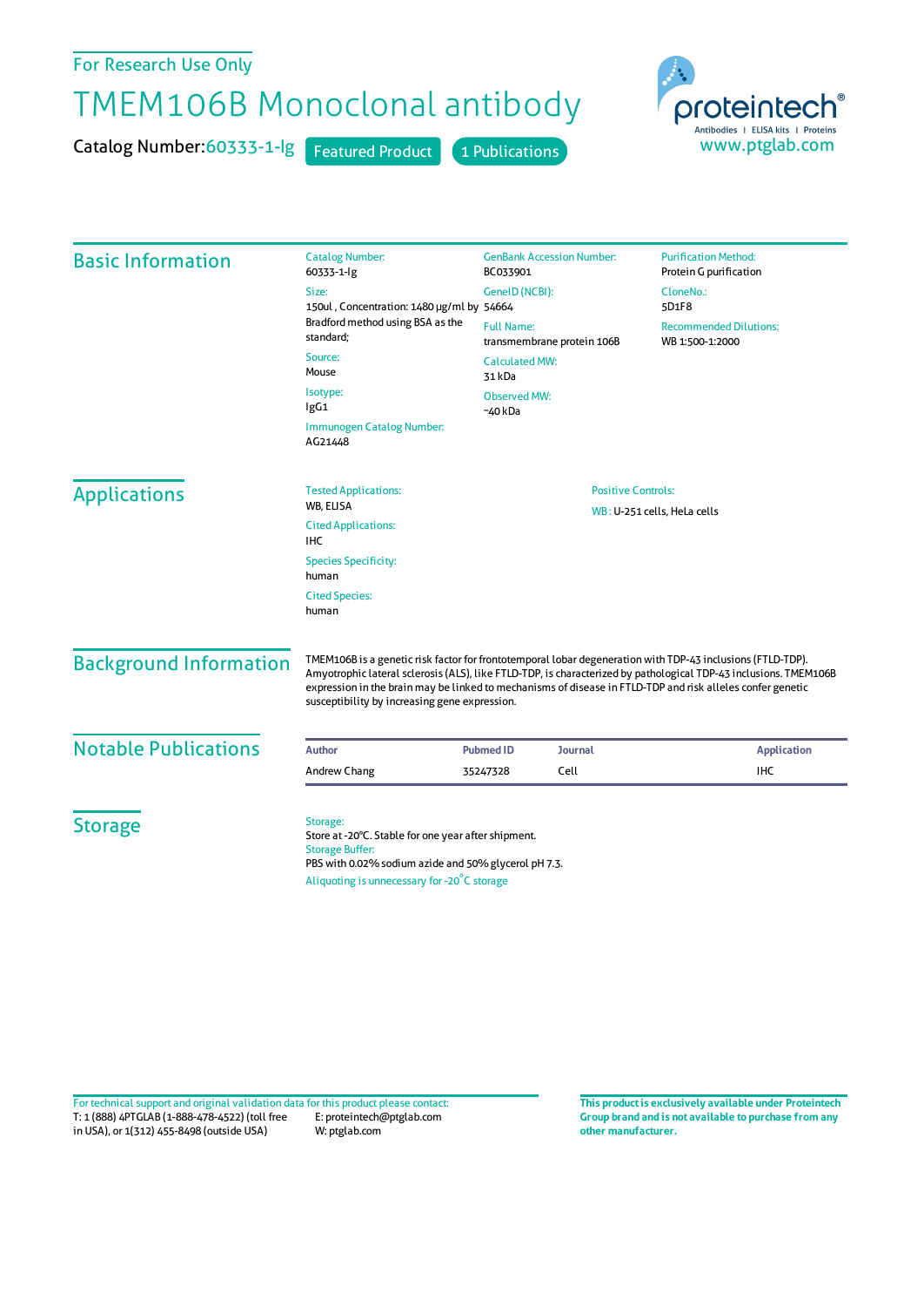For Research Use Only

# TMEM106B Monoclonal antibody

**Catalog Number:** 60333-1-Ig   Featured Product   1 Publications

proteintech® Antibodies | ELISA kits | Proteins
www.ptglab.com

## Basic Information

Catalog Number:
60333-1-Ig

Size:
150ul , Concentration: 1480 μg/ml by Bradford method using BSA as the standard;

Source:
Mouse

Isotype:
IgG1

Immunogen Catalog Number:
AG21448

GenBank Accession Number:
BC033901

GeneID (NCBI):
54664

Full Name:
transmembrane protein 106B

Calculated MW:
31 kDa

Observed MW:
~40 kDa

Purification Method:
Protein G purification

CloneNo.:
5D1F8

Recommended Dilutions:
WB 1:500-1:2000

## Applications

Tested Applications:
WB, ELISA

Cited Applications:
IHC

Species Specificity:
human

Cited Species:
human

Positive Controls:
WB : U-251 cells, HeLa cells

## Background Information

TMEM106B is a genetic risk factor for frontotemporal lobar degeneration with TDP-43 inclusions (FTLD-TDP). Amyotrophic lateral sclerosis (ALS), like FTLD-TDP, is characterized by pathological TDP-43 inclusions. TMEM106B expression in the brain may be linked to mechanisms of disease in FTLD-TDP and risk alleles confer genetic susceptibility by increasing gene expression.

## Notable Publications

| Author | Pubmed ID | Journal | Application |
|---|---|---|---|
| Andrew Chang | 35247328 | Cell | IHC |

## Storage

Storage:
Store at -20°C. Stable for one year after shipment.

Storage Buffer:
PBS with 0.02% sodium azide and 50% glycerol pH 7.3.

Aliquoting is unnecessary for -20°C storage

For technical support and original validation data for this product please contact:
T: 1 (888) 4PTGLAB (1-888-478-4522) (toll free in USA), or 1(312) 455-8498 (outside USA)
E: proteintech@ptglab.com
W: ptglab.com

**This product is exclusively available under Proteintech Group brand and is not available to purchase from any other manufacturer.**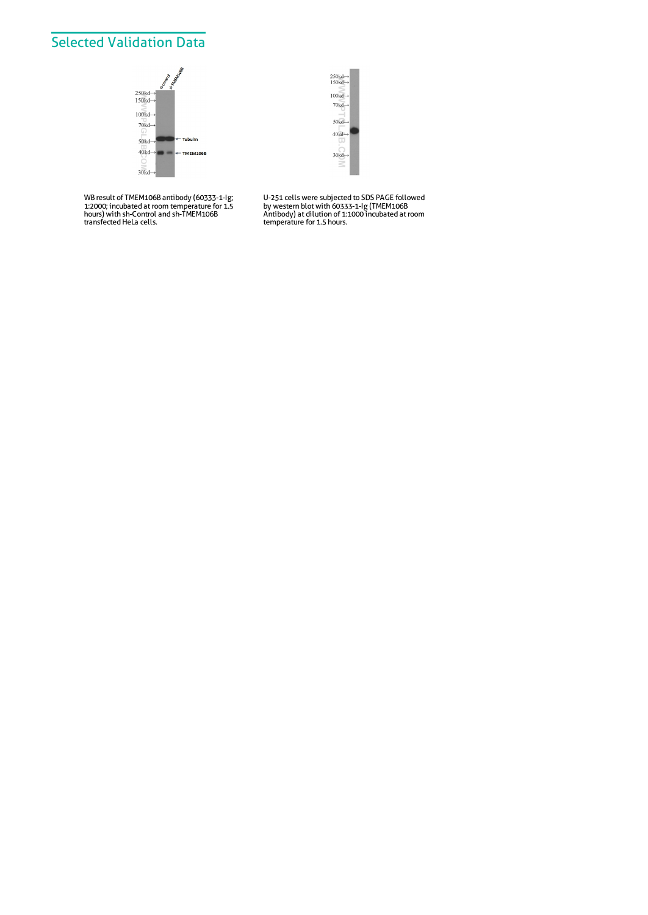## Selected Validation Data

si-control
si-TMEM106B
250kd
150kd
100kd
70kd
50kd
40kd
30kd
Tubulin
TMEM106B

WB result of TMEM106B antibody (60333-1-Ig; 1:2000; incubated at room temperature for 1.5 hours) with sh-Control and sh-TMEM106B transfected HeLa cells.

250kd
150kd
100kd
70kd
50kd
40kd
30kd

U-251 cells were subjected to SDS PAGE followed by western blot with 60333-1-Ig (TMEM106B Antibody) at dilution of 1:1000 incubated at room temperature for 1.5 hours.